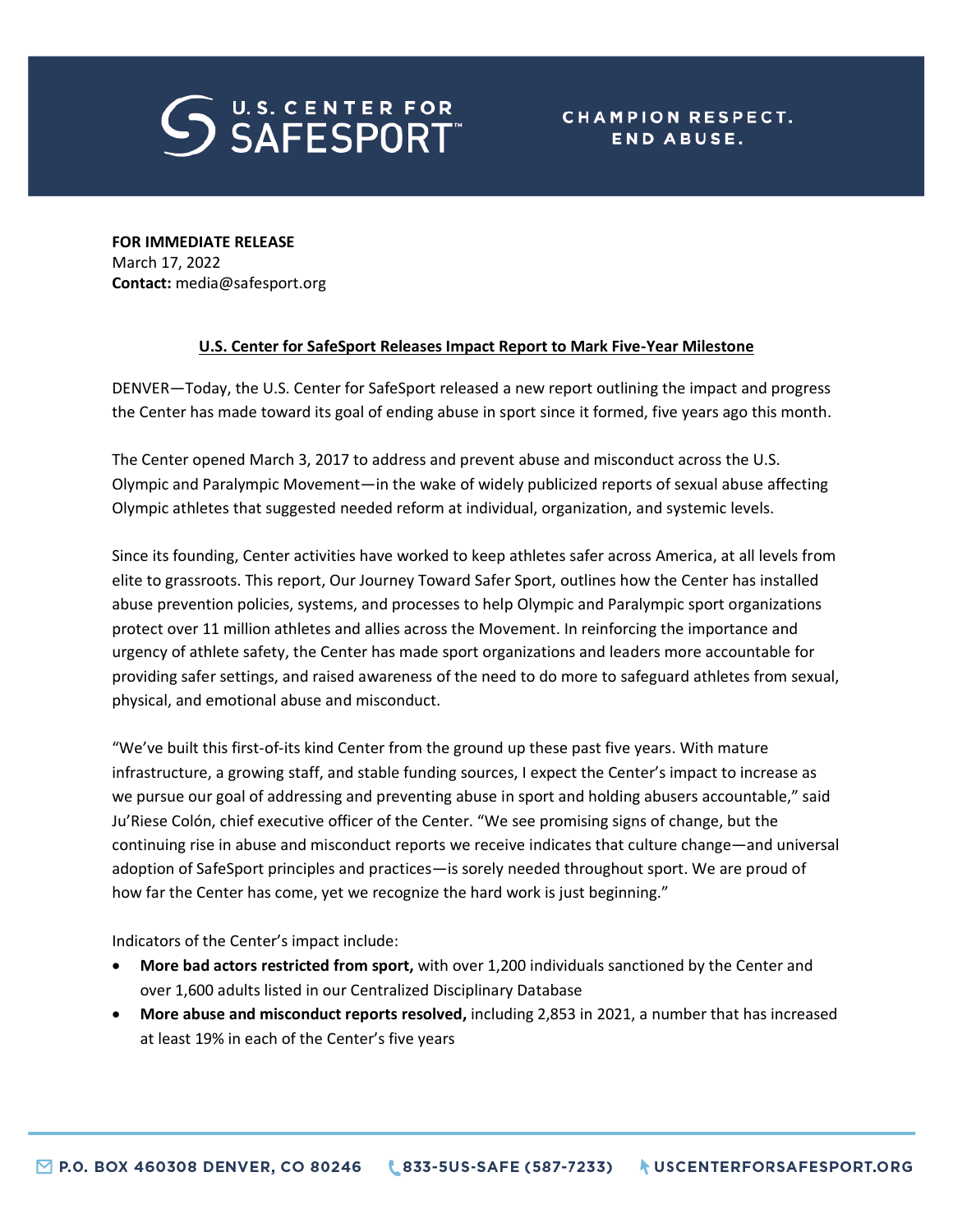**FOR IMMEDIATE RELEASE**
March 17, 2022
**Contact:** media@safesport.org

## U.S. Center for SafeSport Releases Impact Report to Mark Five-Year Milestone

DENVER—Today, the U.S. Center for SafeSport released a new report outlining the impact and progress the Center has made toward its goal of ending abuse in sport since it formed, five years ago this month.

The Center opened March 3, 2017 to address and prevent abuse and misconduct across the U.S. Olympic and Paralympic Movement—in the wake of widely publicized reports of sexual abuse affecting Olympic athletes that suggested needed reform at individual, organization, and systemic levels.

Since its founding, Center activities have worked to keep athletes safer across America, at all levels from elite to grassroots. This report, Our Journey Toward Safer Sport, outlines how the Center has installed abuse prevention policies, systems, and processes to help Olympic and Paralympic sport organizations protect over 11 million athletes and allies across the Movement. In reinforcing the importance and urgency of athlete safety, the Center has made sport organizations and leaders more accountable for providing safer settings, and raised awareness of the need to do more to safeguard athletes from sexual, physical, and emotional abuse and misconduct.

"We've built this first-of-its kind Center from the ground up these past five years. With mature infrastructure, a growing staff, and stable funding sources, I expect the Center's impact to increase as we pursue our goal of addressing and preventing abuse in sport and holding abusers accountable," said Ju'Riese Colón, chief executive officer of the Center. "We see promising signs of change, but the continuing rise in abuse and misconduct reports we receive indicates that culture change—and universal adoption of SafeSport principles and practices—is sorely needed throughout sport. We are proud of how far the Center has come, yet we recognize the hard work is just beginning."

Indicators of the Center's impact include:

- **More bad actors restricted from sport,** with over 1,200 individuals sanctioned by the Center and over 1,600 adults listed in our Centralized Disciplinary Database
- **More abuse and misconduct reports resolved,** including 2,853 in 2021, a number that has increased at least 19% in each of the Center's five years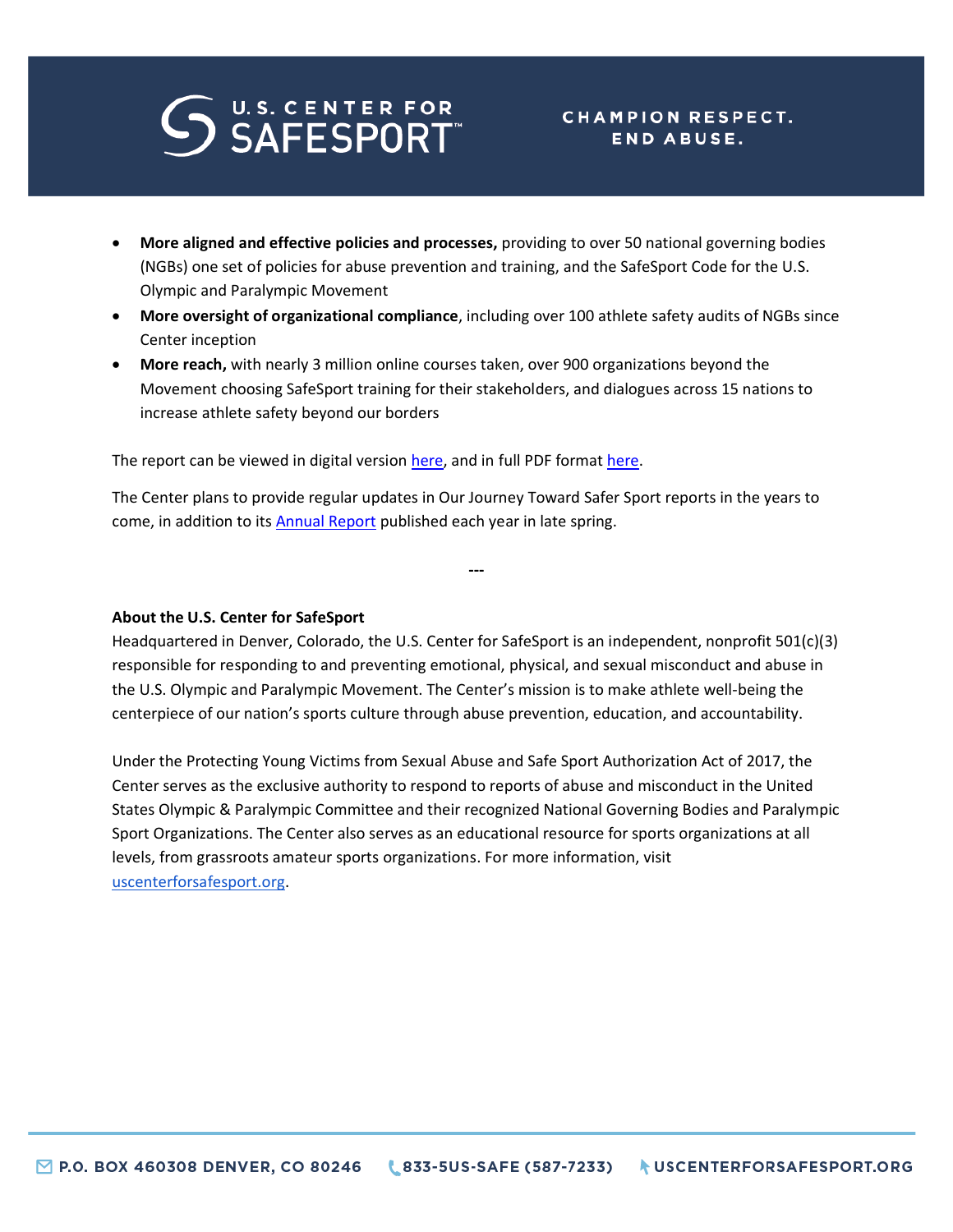- **More aligned and effective policies and processes,** providing to over 50 national governing bodies (NGBs) one set of policies for abuse prevention and training, and the SafeSport Code for the U.S. Olympic and Paralympic Movement
- **More oversight of organizational compliance**, including over 100 athlete safety audits of NGBs since Center inception
- **More reach,** with nearly 3 million online courses taken, over 900 organizations beyond the Movement choosing SafeSport training for their stakeholders, and dialogues across 15 nations to increase athlete safety beyond our borders

The report can be viewed in digital version here, and in full PDF format here.

The Center plans to provide regular updates in Our Journey Toward Safer Sport reports in the years to come, in addition to its Annual Report published each year in late spring.

---

**About the U.S. Center for SafeSport**

Headquartered in Denver, Colorado, the U.S. Center for SafeSport is an independent, nonprofit 501(c)(3) responsible for responding to and preventing emotional, physical, and sexual misconduct and abuse in the U.S. Olympic and Paralympic Movement. The Center's mission is to make athlete well-being the centerpiece of our nation's sports culture through abuse prevention, education, and accountability.

Under the Protecting Young Victims from Sexual Abuse and Safe Sport Authorization Act of 2017, the Center serves as the exclusive authority to respond to reports of abuse and misconduct in the United States Olympic & Paralympic Committee and their recognized National Governing Bodies and Paralympic Sport Organizations. The Center also serves as an educational resource for sports organizations at all levels, from grassroots amateur sports organizations. For more information, visit uscenterforsafesport.org.